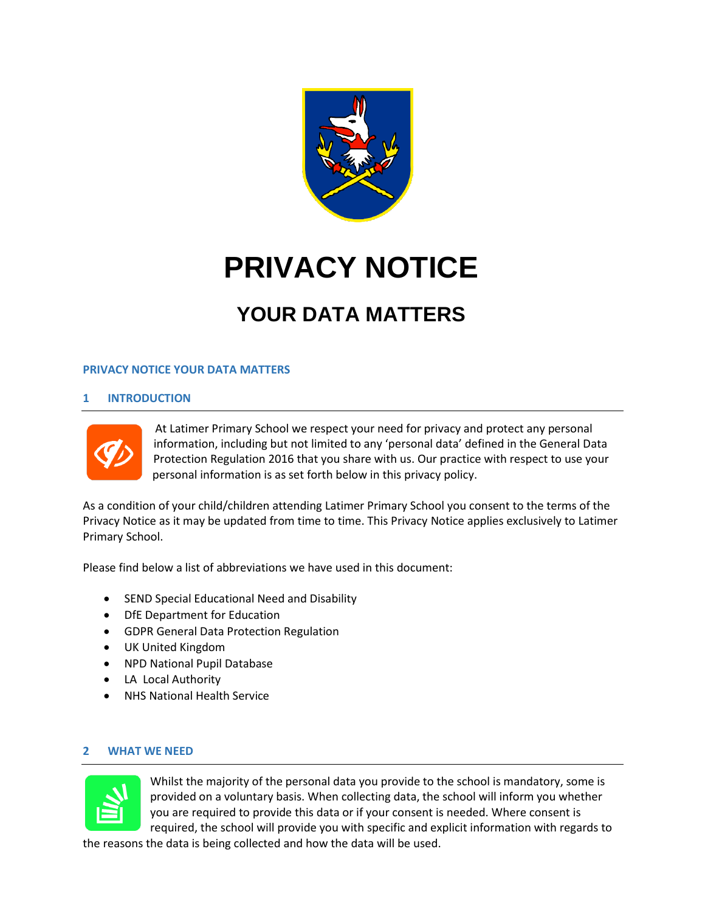# PRIVACY NOTICE

## YOUR DATA MATTERS

### PRIVACY NOTICE YOUR DATA MATTERS

### 1 INTRODUCTION

At Latimer Primary School we respect your need for privacy and protect any personal information, including but not limited to any 'personal data' defined in the General Data Protection Regulation 2016 that you share with us. Our practice with respect to use your personal information is as set forth below in this privacy policy.

As a condition of your child/children attending Latimer Primary School you consent to the terms of the Privacy Notice as it may be updated from time to time. This Privacy Notice applies exclusively to Latimer Primary School.

Please find below a list of abbreviations we have used in this document:

- SEND Special Educational Need and Disability
- DfE Department for Education
- GDPR General Data Protection Regulation
- UK United Kingdom
- NPD National Pupil Database
- LA Local Authority
- NHS National Health Service

### 2 WHAT WE NEED

Whilst the majority of the personal data you provide to the school is mandatory, some is provided on a voluntary basis. When collecting data, the school will inform you whether you are required to provide this data or if your consent is needed. Where consent is required, the school will provide you with specific and explicit information with regards to the reasons the data is being collected and how the data will be used.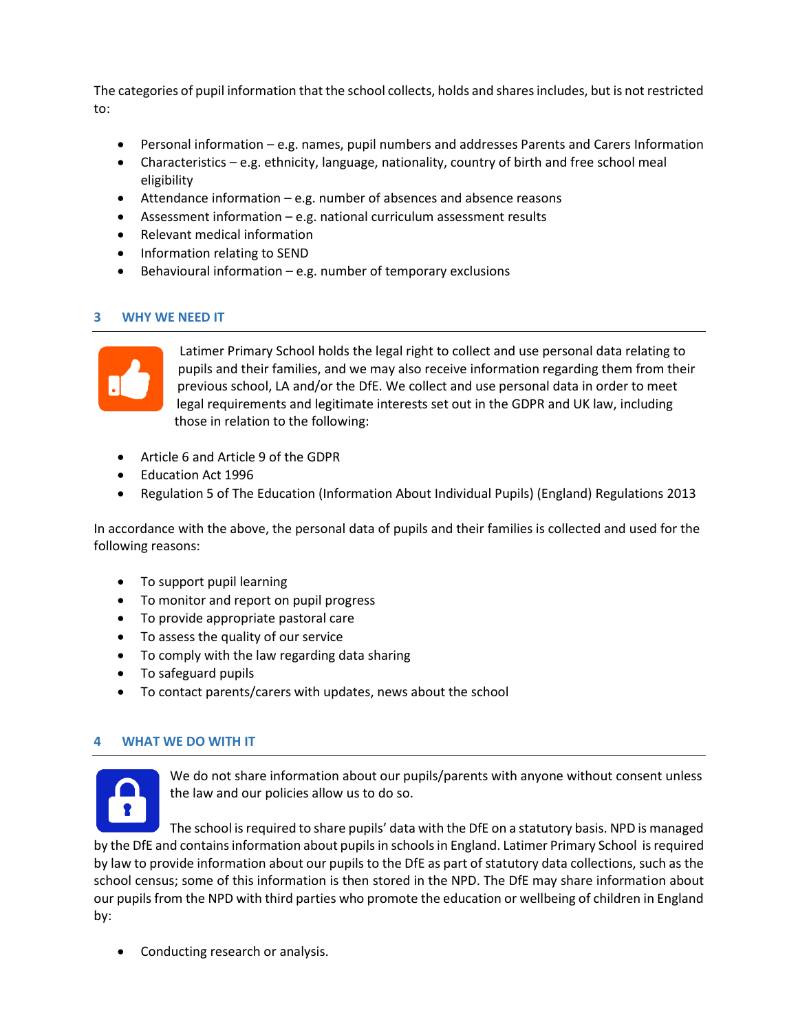The categories of pupil information that the school collects, holds and shares includes, but is not restricted to:

- Personal information – e.g. names, pupil numbers and addresses Parents and Carers Information
- Characteristics – e.g. ethnicity, language, nationality, country of birth and free school meal eligibility
- Attendance information – e.g. number of absences and absence reasons
- Assessment information – e.g. national curriculum assessment results
- Relevant medical information
- Information relating to SEND
- Behavioural information – e.g. number of temporary exclusions

## 3 WHY WE NEED IT

Latimer Primary School holds the legal right to collect and use personal data relating to pupils and their families, and we may also receive information regarding them from their previous school, LA and/or the DfE. We collect and use personal data in order to meet legal requirements and legitimate interests set out in the GDPR and UK law, including those in relation to the following:

- Article 6 and Article 9 of the GDPR
- Education Act 1996
- Regulation 5 of The Education (Information About Individual Pupils) (England) Regulations 2013

In accordance with the above, the personal data of pupils and their families is collected and used for the following reasons:

- To support pupil learning
- To monitor and report on pupil progress
- To provide appropriate pastoral care
- To assess the quality of our service
- To comply with the law regarding data sharing
- To safeguard pupils
- To contact parents/carers with updates, news about the school

## 4 WHAT WE DO WITH IT

We do not share information about our pupils/parents with anyone without consent unless the law and our policies allow us to do so.

The school is required to share pupils' data with the DfE on a statutory basis. NPD is managed by the DfE and contains information about pupils in schools in England. Latimer Primary School is required by law to provide information about our pupils to the DfE as part of statutory data collections, such as the school census; some of this information is then stored in the NPD. The DfE may share information about our pupils from the NPD with third parties who promote the education or wellbeing of children in England by:

- Conducting research or analysis.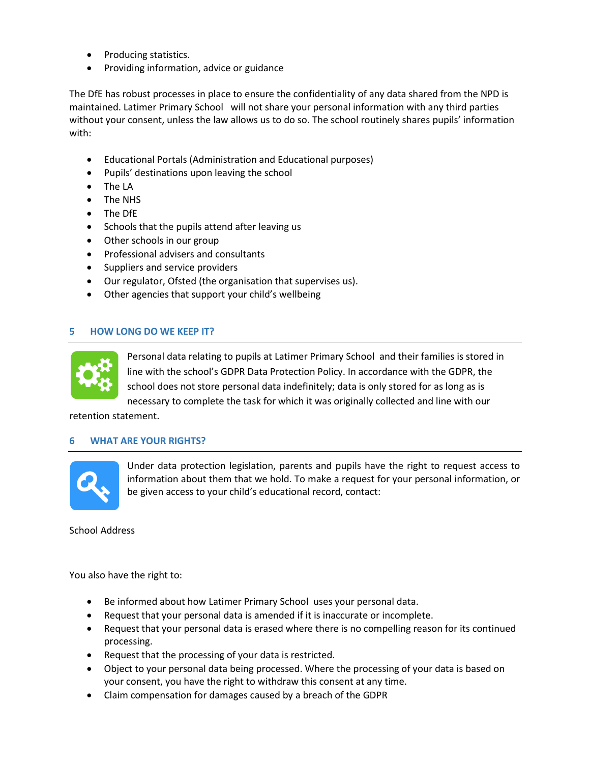- Producing statistics.
- Providing information, advice or guidance

The DfE has robust processes in place to ensure the confidentiality of any data shared from the NPD is maintained. Latimer Primary School will not share your personal information with any third parties without your consent, unless the law allows us to do so. The school routinely shares pupils' information with:

- Educational Portals (Administration and Educational purposes)
- Pupils' destinations upon leaving the school
- The LA
- The NHS
- The DfE
- Schools that the pupils attend after leaving us
- Other schools in our group
- Professional advisers and consultants
- Suppliers and service providers
- Our regulator, Ofsted (the organisation that supervises us).
- Other agencies that support your child's wellbeing

## 5 HOW LONG DO WE KEEP IT?

Personal data relating to pupils at Latimer Primary School and their families is stored in line with the school's GDPR Data Protection Policy. In accordance with the GDPR, the school does not store personal data indefinitely; data is only stored for as long as is necessary to complete the task for which it was originally collected and line with our retention statement.

## 6 WHAT ARE YOUR RIGHTS?

Under data protection legislation, parents and pupils have the right to request access to information about them that we hold. To make a request for your personal information, or be given access to your child's educational record, contact:

School Address

You also have the right to:

- Be informed about how Latimer Primary School uses your personal data.
- Request that your personal data is amended if it is inaccurate or incomplete.
- Request that your personal data is erased where there is no compelling reason for its continued processing.
- Request that the processing of your data is restricted.
- Object to your personal data being processed. Where the processing of your data is based on your consent, you have the right to withdraw this consent at any time.
- Claim compensation for damages caused by a breach of the GDPR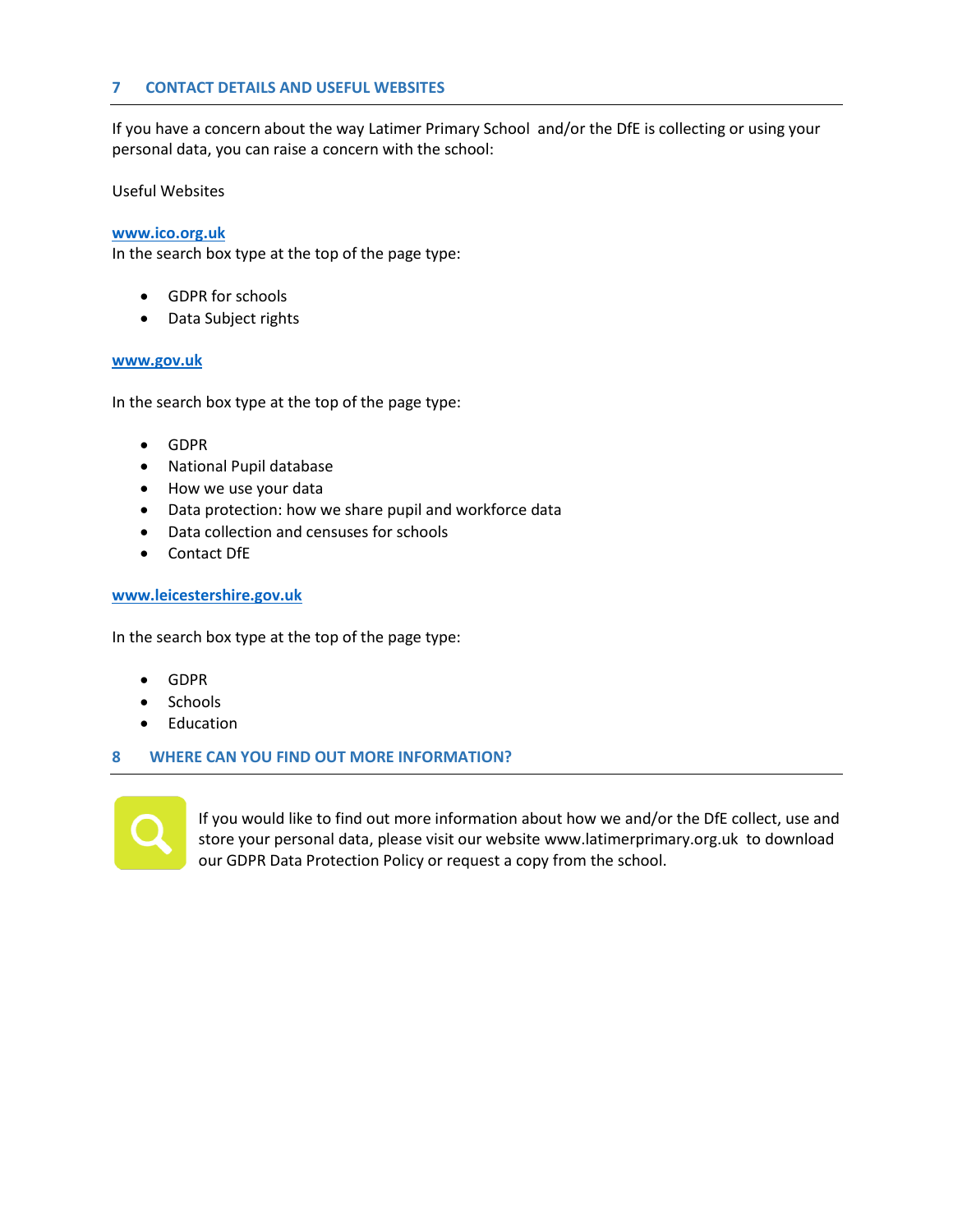## 7 CONTACT DETAILS AND USEFUL WEBSITES

If you have a concern about the way Latimer Primary School and/or the DfE is collecting or using your personal data, you can raise a concern with the school:

Useful Websites

**www.ico.org.uk**
In the search box type at the top of the page type:

- GDPR for schools
- Data Subject rights

**www.gov.uk**

In the search box type at the top of the page type:

- GDPR
- National Pupil database
- How we use your data
- Data protection: how we share pupil and workforce data
- Data collection and censuses for schools
- Contact DfE

**www.leicestershire.gov.uk**

In the search box type at the top of the page type:

- GDPR
- Schools
- Education

## 8 WHERE CAN YOU FIND OUT MORE INFORMATION?

If you would like to find out more information about how we and/or the DfE collect, use and store your personal data, please visit our website www.latimerprimary.org.uk to download our GDPR Data Protection Policy or request a copy from the school.